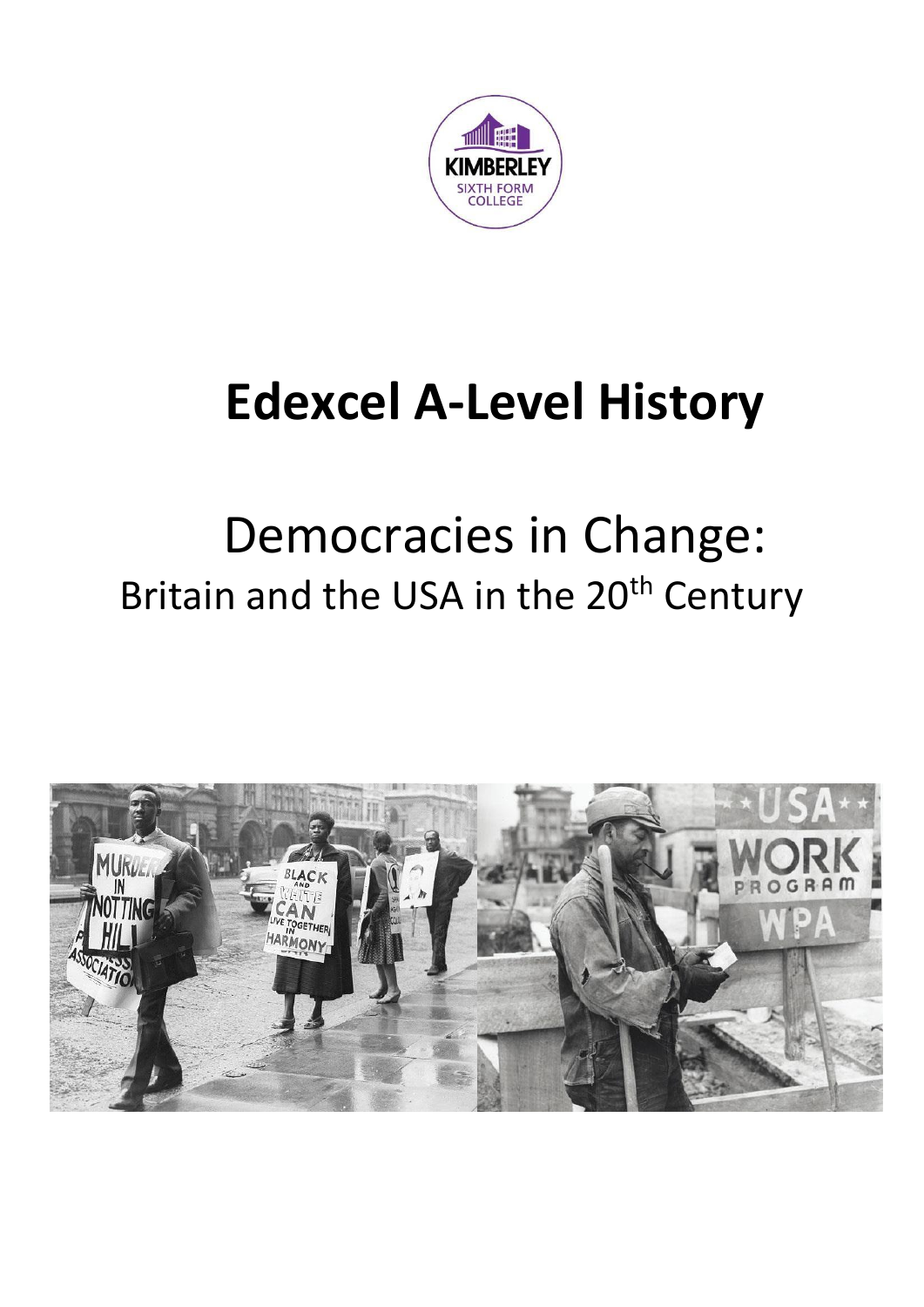# Edexcel A-Level History

## Democracies in Change:
Britain and the USA in the 20th Century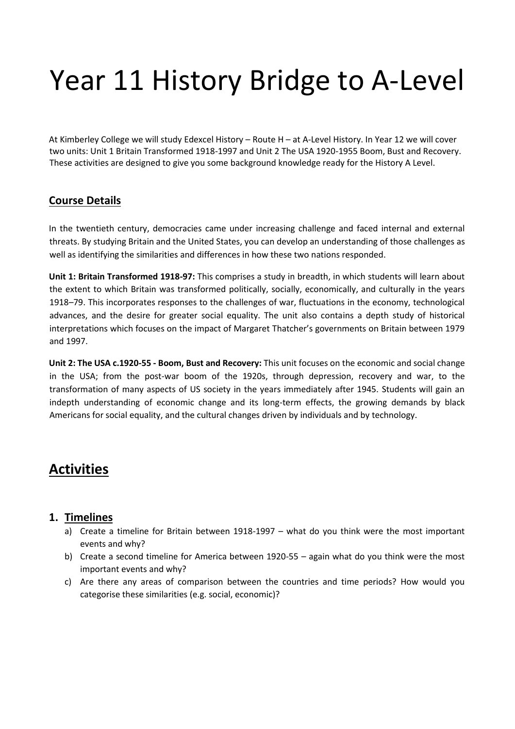# Year 11 History Bridge to A-Level

At Kimberley College we will study Edexcel History – Route H – at A-Level History. In Year 12 we will cover two units: Unit 1 Britain Transformed 1918-1997 and Unit 2 The USA 1920-1955 Boom, Bust and Recovery. These activities are designed to give you some background knowledge ready for the History A Level.

## Course Details

In the twentieth century, democracies came under increasing challenge and faced internal and external threats. By studying Britain and the United States, you can develop an understanding of those challenges as well as identifying the similarities and differences in how these two nations responded.

**Unit 1: Britain Transformed 1918-97:** This comprises a study in breadth, in which students will learn about the extent to which Britain was transformed politically, socially, economically, and culturally in the years 1918–79. This incorporates responses to the challenges of war, fluctuations in the economy, technological advances, and the desire for greater social equality. The unit also contains a depth study of historical interpretations which focuses on the impact of Margaret Thatcher's governments on Britain between 1979 and 1997.

**Unit 2: The USA c.1920-55 - Boom, Bust and Recovery:** This unit focuses on the economic and social change in the USA; from the post-war boom of the 1920s, through depression, recovery and war, to the transformation of many aspects of US society in the years immediately after 1945. Students will gain an indepth understanding of economic change and its long-term effects, the growing demands by black Americans for social equality, and the cultural changes driven by individuals and by technology.

## Activities

### 1. Timelines

a) Create a timeline for Britain between 1918-1997 – what do you think were the most important events and why?

b) Create a second timeline for America between 1920-55 – again what do you think were the most important events and why?

c) Are there any areas of comparison between the countries and time periods? How would you categorise these similarities (e.g. social, economic)?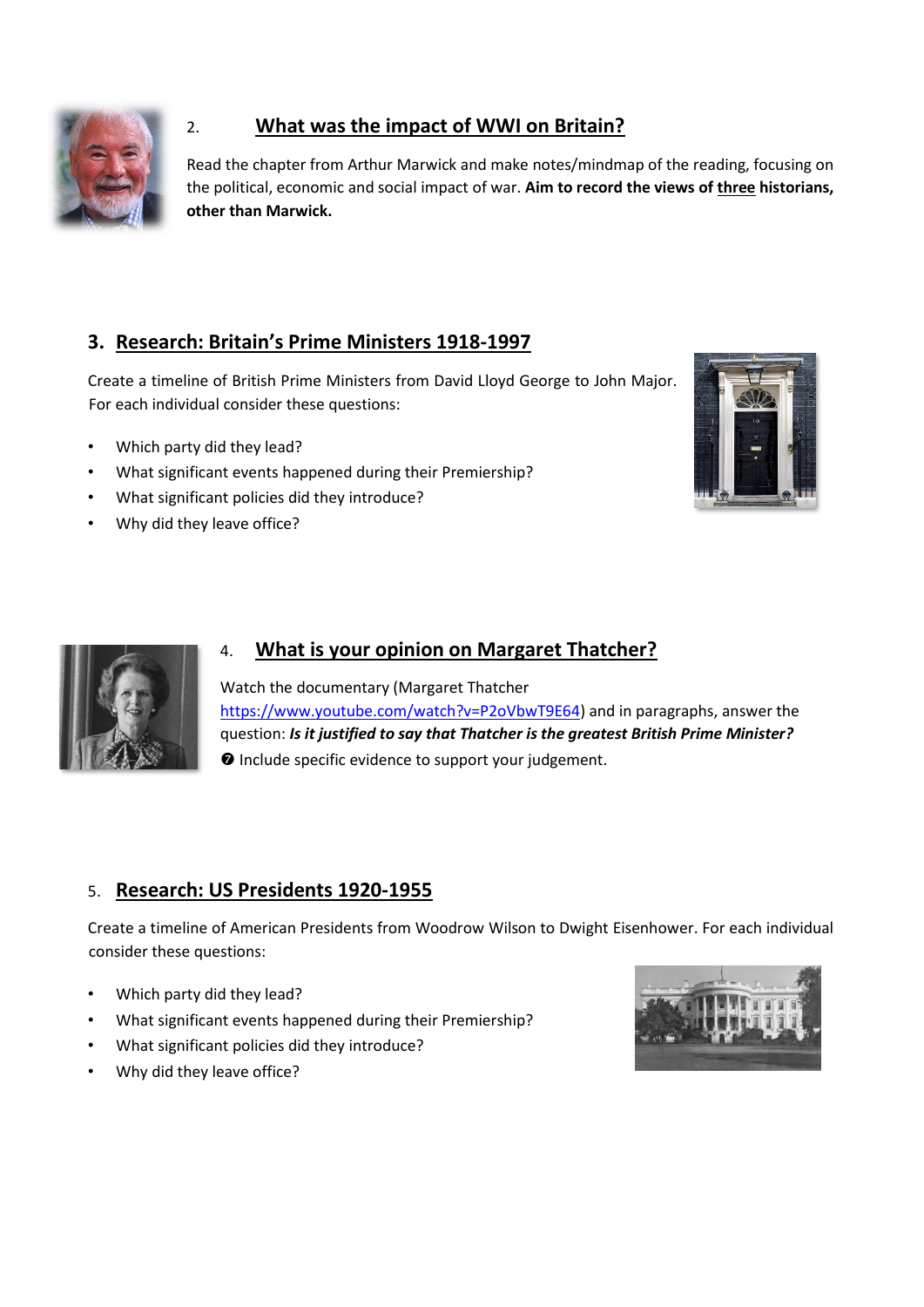## 2. What was the impact of WWI on Britain?

Read the chapter from Arthur Marwick and make notes/mindmap of the reading, focusing on the political, economic and social impact of war. **Aim to record the views of three historians, other than Marwick.**

## 3. Research: Britain's Prime Ministers 1918-1997

Create a timeline of British Prime Ministers from David Lloyd George to John Major. For each individual consider these questions:

- Which party did they lead?
- What significant events happened during their Premiership?
- What significant policies did they introduce?
- Why did they leave office?

## 4. What is your opinion on Margaret Thatcher?

Watch the documentary (Margaret Thatcher https://www.youtube.com/watch?v=P2oVbwT9E64) and in paragraphs, answer the question: ***Is it justified to say that Thatcher is the greatest British Prime Minister?***

❼ Include specific evidence to support your judgement.

## 5. Research: US Presidents 1920-1955

Create a timeline of American Presidents from Woodrow Wilson to Dwight Eisenhower. For each individual consider these questions:

- Which party did they lead?
- What significant events happened during their Premiership?
- What significant policies did they introduce?
- Why did they leave office?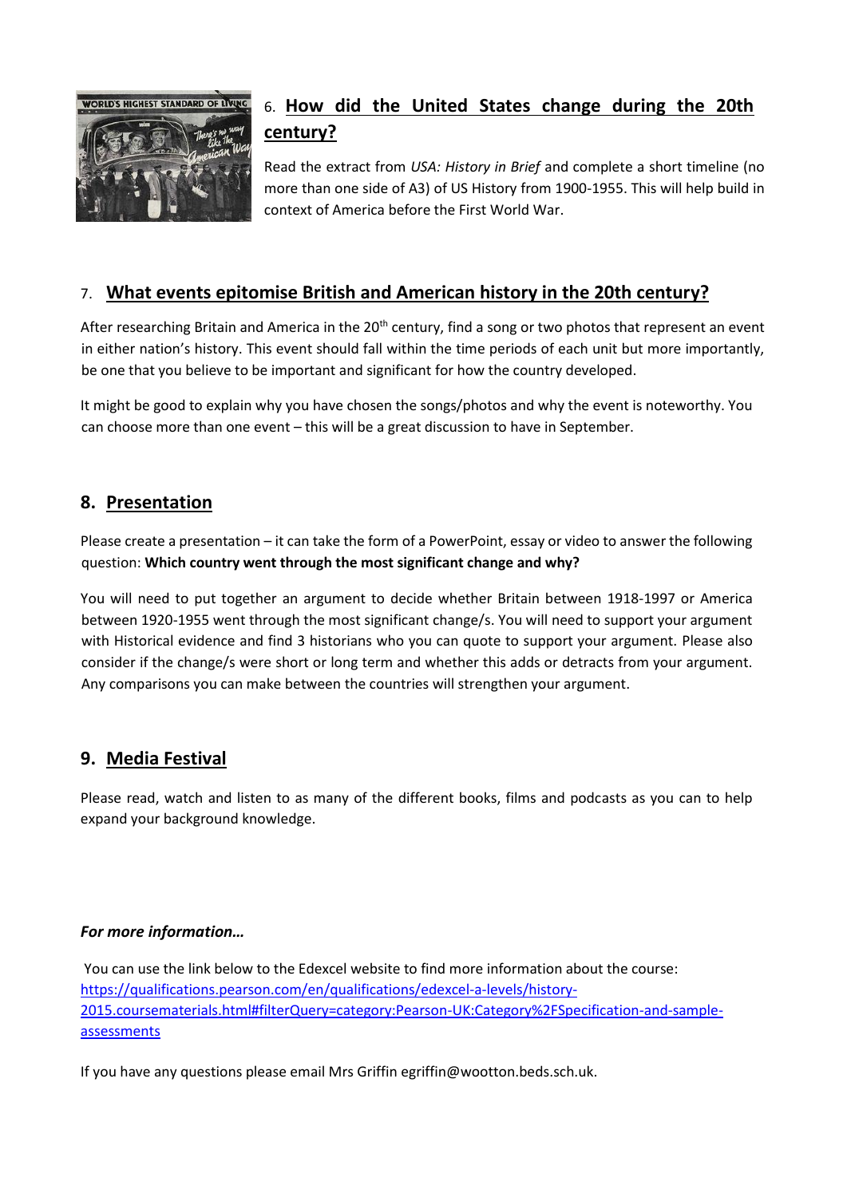## 6. How did the United States change during the 20th century?

Read the extract from *USA: History in Brief* and complete a short timeline (no more than one side of A3) of US History from 1900-1955. This will help build in context of America before the First World War.

## 7. What events epitomise British and American history in the 20th century?

After researching Britain and America in the 20th century, find a song or two photos that represent an event in either nation's history. This event should fall within the time periods of each unit but more importantly, be one that you believe to be important and significant for how the country developed.

It might be good to explain why you have chosen the songs/photos and why the event is noteworthy. You can choose more than one event – this will be a great discussion to have in September.

## 8. Presentation

Please create a presentation – it can take the form of a PowerPoint, essay or video to answer the following question: **Which country went through the most significant change and why?**

You will need to put together an argument to decide whether Britain between 1918-1997 or America between 1920-1955 went through the most significant change/s. You will need to support your argument with Historical evidence and find 3 historians who you can quote to support your argument. Please also consider if the change/s were short or long term and whether this adds or detracts from your argument. Any comparisons you can make between the countries will strengthen your argument.

## 9. Media Festival

Please read, watch and listen to as many of the different books, films and podcasts as you can to help expand your background knowledge.

***For more information…***

You can use the link below to the Edexcel website to find more information about the course:
https://qualifications.pearson.com/en/qualifications/edexcel-a-levels/history-2015.coursematerials.html#filterQuery=category:Pearson-UK:Category%2FSpecification-and-sample-assessments

If you have any questions please email Mrs Griffin egriffin@wootton.beds.sch.uk.